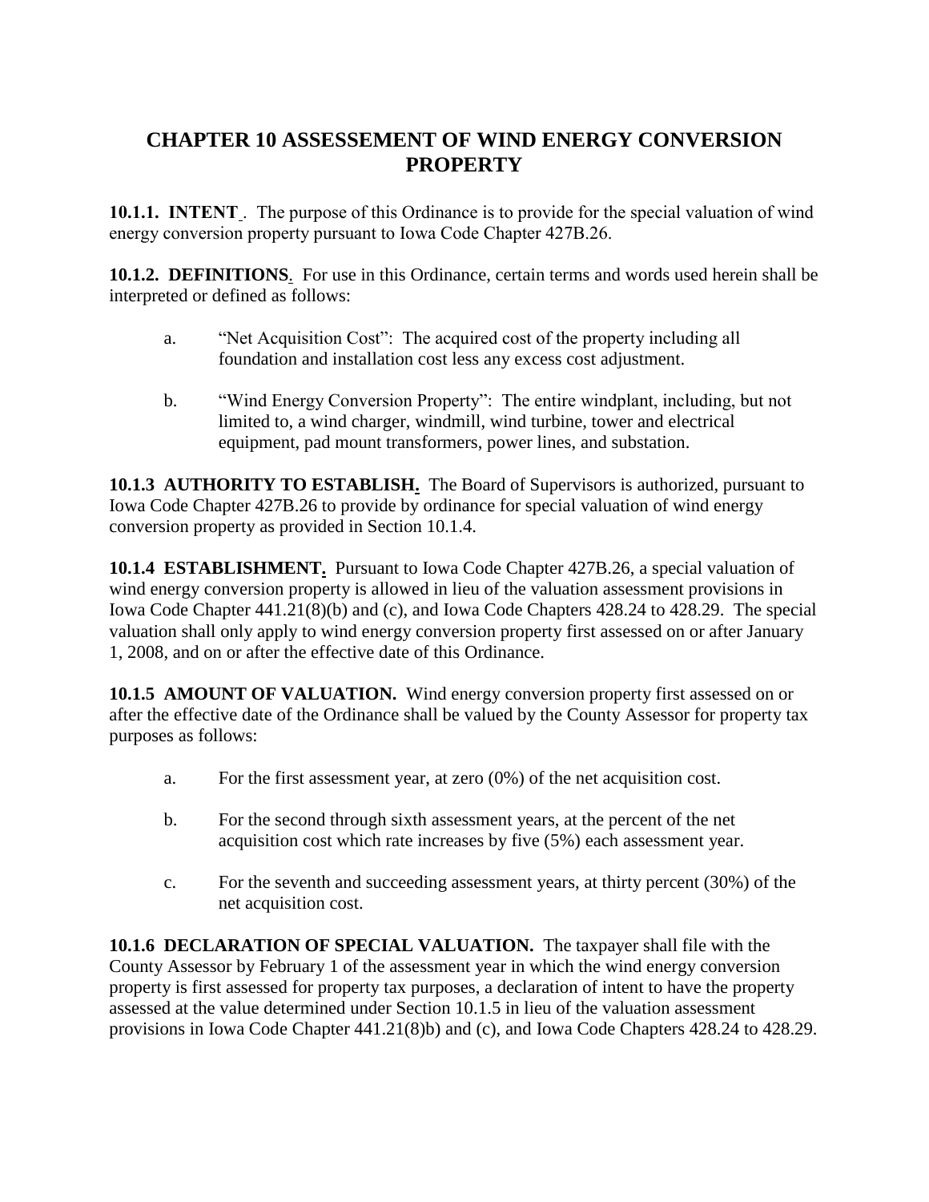# CHAPTER 10 ASSESSEMENT OF WIND ENERGY CONVERSION PROPERTY

**10.1.1. INTENT** . The purpose of this Ordinance is to provide for the special valuation of wind energy conversion property pursuant to Iowa Code Chapter 427B.26.

**10.1.2. DEFINITIONS**. For use in this Ordinance, certain terms and words used herein shall be interpreted or defined as follows:

a. "Net Acquisition Cost": The acquired cost of the property including all foundation and installation cost less any excess cost adjustment.

b. "Wind Energy Conversion Property": The entire windplant, including, but not limited to, a wind charger, windmill, wind turbine, tower and electrical equipment, pad mount transformers, power lines, and substation.

**10.1.3 AUTHORITY TO ESTABLISH.** The Board of Supervisors is authorized, pursuant to Iowa Code Chapter 427B.26 to provide by ordinance for special valuation of wind energy conversion property as provided in Section 10.1.4.

**10.1.4 ESTABLISHMENT.** Pursuant to Iowa Code Chapter 427B.26, a special valuation of wind energy conversion property is allowed in lieu of the valuation assessment provisions in Iowa Code Chapter 441.21(8)(b) and (c), and Iowa Code Chapters 428.24 to 428.29. The special valuation shall only apply to wind energy conversion property first assessed on or after January 1, 2008, and on or after the effective date of this Ordinance.

**10.1.5 AMOUNT OF VALUATION.** Wind energy conversion property first assessed on or after the effective date of the Ordinance shall be valued by the County Assessor for property tax purposes as follows:

a. For the first assessment year, at zero (0%) of the net acquisition cost.

b. For the second through sixth assessment years, at the percent of the net acquisition cost which rate increases by five (5%) each assessment year.

c. For the seventh and succeeding assessment years, at thirty percent (30%) of the net acquisition cost.

**10.1.6 DECLARATION OF SPECIAL VALUATION.** The taxpayer shall file with the County Assessor by February 1 of the assessment year in which the wind energy conversion property is first assessed for property tax purposes, a declaration of intent to have the property assessed at the value determined under Section 10.1.5 in lieu of the valuation assessment provisions in Iowa Code Chapter 441.21(8)b) and (c), and Iowa Code Chapters 428.24 to 428.29.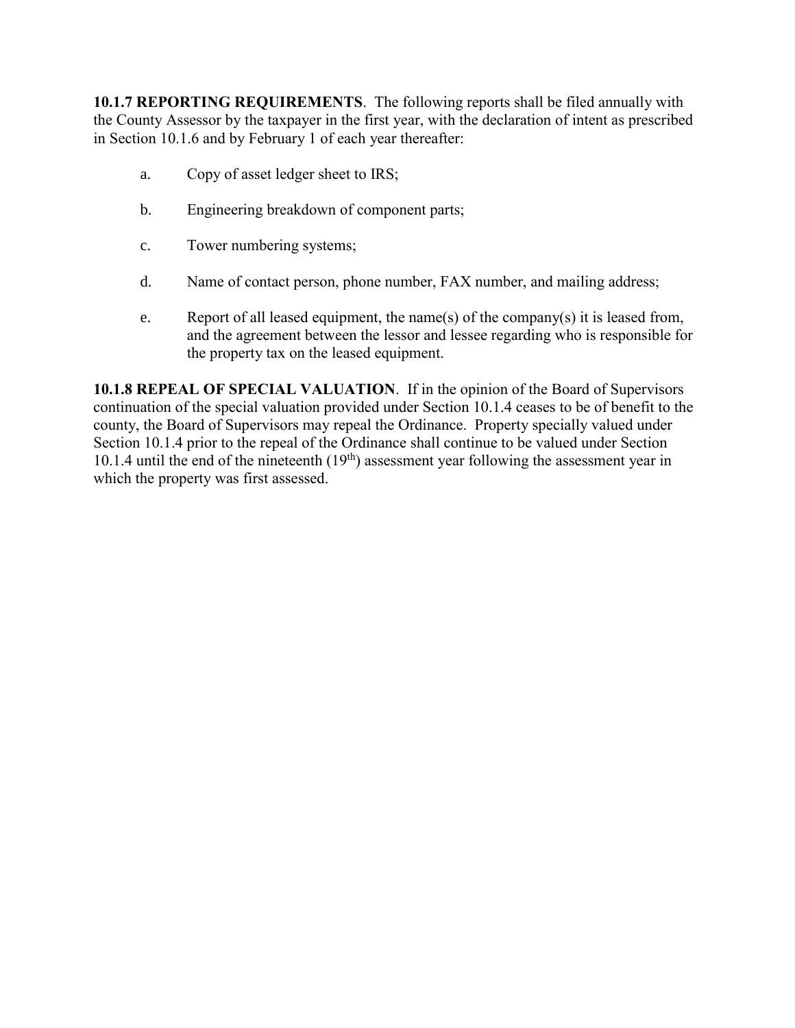**10.1.7 REPORTING REQUIREMENTS**. The following reports shall be filed annually with the County Assessor by the taxpayer in the first year, with the declaration of intent as prescribed in Section 10.1.6 and by February 1 of each year thereafter:

a. Copy of asset ledger sheet to IRS;

b. Engineering breakdown of component parts;

c. Tower numbering systems;

d. Name of contact person, phone number, FAX number, and mailing address;

e. Report of all leased equipment, the name(s) of the company(s) it is leased from, and the agreement between the lessor and lessee regarding who is responsible for the property tax on the leased equipment.

**10.1.8 REPEAL OF SPECIAL VALUATION**. If in the opinion of the Board of Supervisors continuation of the special valuation provided under Section 10.1.4 ceases to be of benefit to the county, the Board of Supervisors may repeal the Ordinance. Property specially valued under Section 10.1.4 prior to the repeal of the Ordinance shall continue to be valued under Section 10.1.4 until the end of the nineteenth (19th) assessment year following the assessment year in which the property was first assessed.